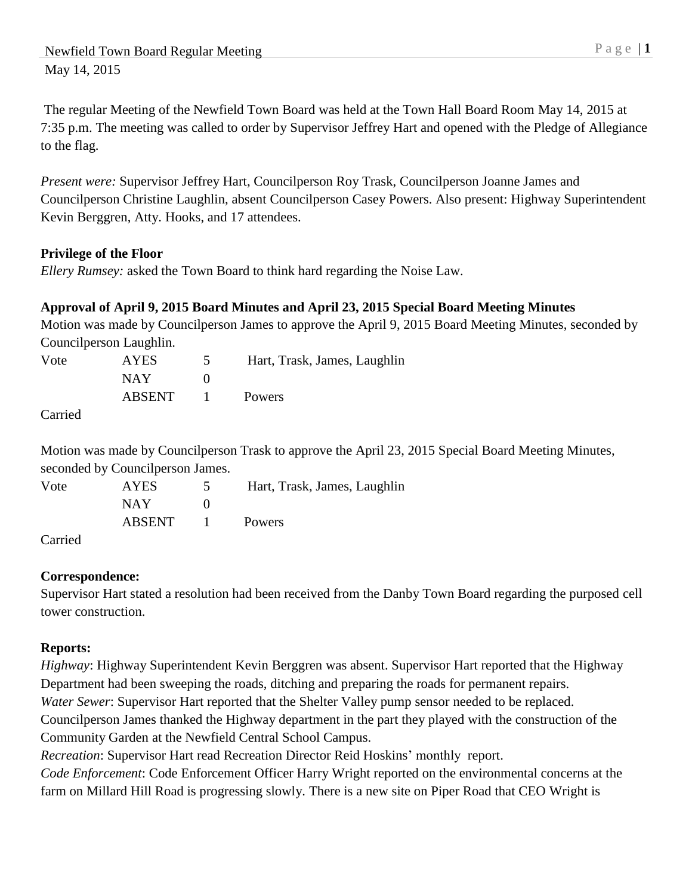The regular Meeting of the Newfield Town Board was held at the Town Hall Board Room May 14, 2015 at 7:35 p.m. The meeting was called to order by Supervisor Jeffrey Hart and opened with the Pledge of Allegiance to the flag.

*Present were:* Supervisor Jeffrey Hart, Councilperson Roy Trask, Councilperson Joanne James and Councilperson Christine Laughlin, absent Councilperson Casey Powers. Also present: Highway Superintendent Kevin Berggren, Atty. Hooks, and 17 attendees.

**Privilege of the Floor**

*Ellery Rumsey:* asked the Town Board to think hard regarding the Noise Law.

**Approval of April 9, 2015 Board Minutes and April 23, 2015 Special Board Meeting Minutes**

Motion was made by Councilperson James to approve the April 9, 2015 Board Meeting Minutes, seconded by Councilperson Laughlin.

| Vote | AYES | 5 | Hart, Trask, James, Laughlin |
|---|---|---|---|
| | NAY | 0 | |
| | ABSENT | 1 | Powers |

Carried

Motion was made by Councilperson Trask to approve the April 23, 2015 Special Board Meeting Minutes, seconded by Councilperson James.

| Vote | AYES | 5 | Hart, Trask, James, Laughlin |
|---|---|---|---|
| | NAY | 0 | |
| | ABSENT | 1 | Powers |

Carried

**Correspondence:**

Supervisor Hart stated a resolution had been received from the Danby Town Board regarding the purposed cell tower construction.

**Reports:**

*Highway*: Highway Superintendent Kevin Berggren was absent. Supervisor Hart reported that the Highway Department had been sweeping the roads, ditching and preparing the roads for permanent repairs.

*Water Sewer*: Supervisor Hart reported that the Shelter Valley pump sensor needed to be replaced. Councilperson James thanked the Highway department in the part they played with the construction of the Community Garden at the Newfield Central School Campus.

*Recreation*: Supervisor Hart read Recreation Director Reid Hoskins' monthly report.

*Code Enforcement*: Code Enforcement Officer Harry Wright reported on the environmental concerns at the farm on Millard Hill Road is progressing slowly. There is a new site on Piper Road that CEO Wright is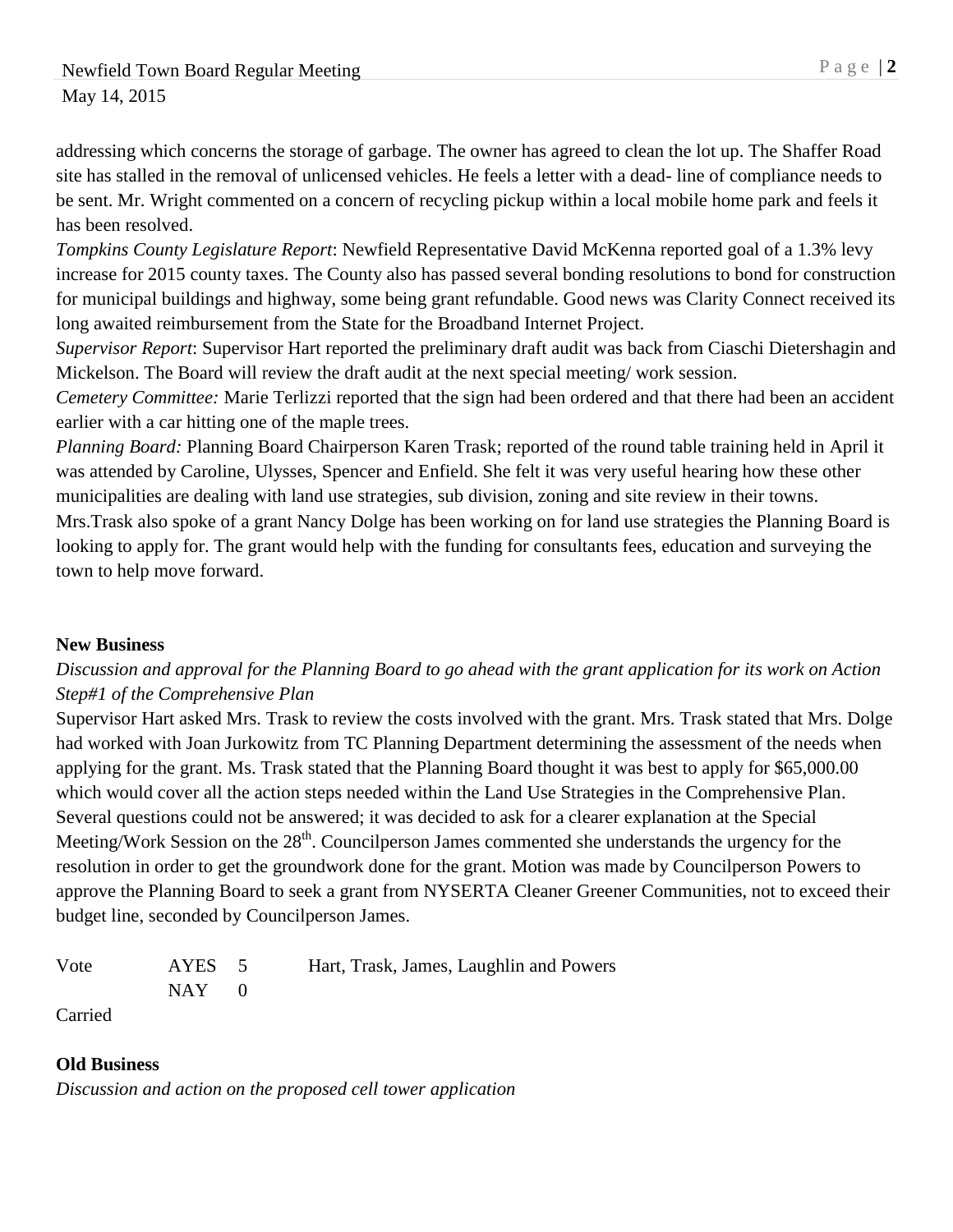addressing which concerns the storage of garbage. The owner has agreed to clean the lot up. The Shaffer Road site has stalled in the removal of unlicensed vehicles. He feels a letter with a dead- line of compliance needs to be sent. Mr. Wright commented on a concern of recycling pickup within a local mobile home park and feels it has been resolved.

*Tompkins County Legislature Report*: Newfield Representative David McKenna reported goal of a 1.3% levy increase for 2015 county taxes. The County also has passed several bonding resolutions to bond for construction for municipal buildings and highway, some being grant refundable. Good news was Clarity Connect received its long awaited reimbursement from the State for the Broadband Internet Project.

*Supervisor Report*: Supervisor Hart reported the preliminary draft audit was back from Ciaschi Dietershagin and Mickelson. The Board will review the draft audit at the next special meeting/ work session.

*Cemetery Committee:* Marie Terlizzi reported that the sign had been ordered and that there had been an accident earlier with a car hitting one of the maple trees.

*Planning Board:* Planning Board Chairperson Karen Trask; reported of the round table training held in April it was attended by Caroline, Ulysses, Spencer and Enfield. She felt it was very useful hearing how these other municipalities are dealing with land use strategies, sub division, zoning and site review in their towns. Mrs.Trask also spoke of a grant Nancy Dolge has been working on for land use strategies the Planning Board is looking to apply for. The grant would help with the funding for consultants fees, education and surveying the town to help move forward.

**New Business**

*Discussion and approval for the Planning Board to go ahead with the grant application for its work on Action Step#1 of the Comprehensive Plan*

Supervisor Hart asked Mrs. Trask to review the costs involved with the grant. Mrs. Trask stated that Mrs. Dolge had worked with Joan Jurkowitz from TC Planning Department determining the assessment of the needs when applying for the grant. Ms. Trask stated that the Planning Board thought it was best to apply for $65,000.00 which would cover all the action steps needed within the Land Use Strategies in the Comprehensive Plan. Several questions could not be answered; it was decided to ask for a clearer explanation at the Special Meeting/Work Session on the 28th. Councilperson James commented she understands the urgency for the resolution in order to get the groundwork done for the grant. Motion was made by Councilperson Powers to approve the Planning Board to seek a grant from NYSERTA Cleaner Greener Communities, not to exceed their budget line, seconded by Councilperson James.

| | | | |
|---|---|---|---|
| Vote | AYES | 5 | Hart, Trask, James, Laughlin and Powers |
| | NAY | 0 | |

Carried

**Old Business**

*Discussion and action on the proposed cell tower application*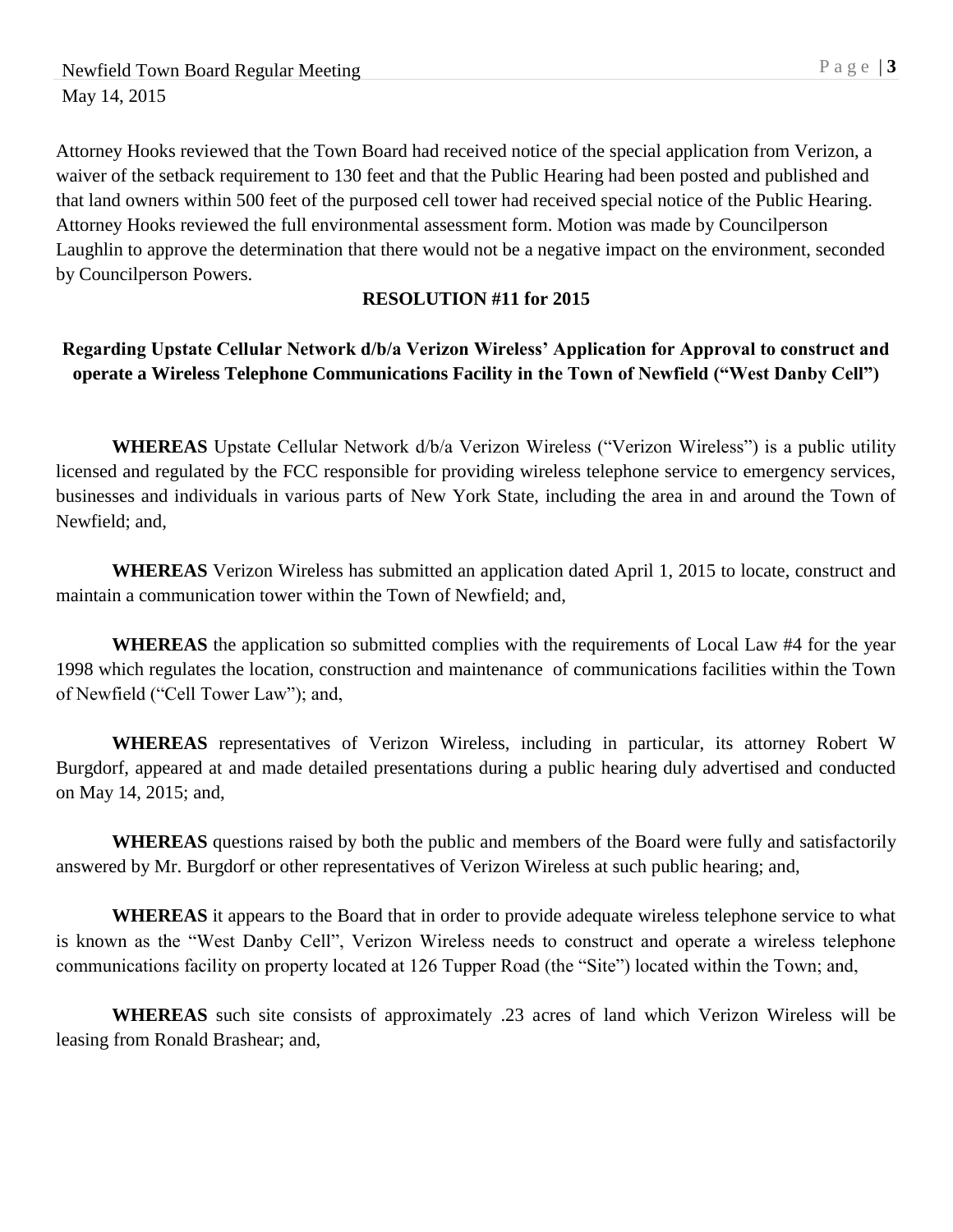Attorney Hooks reviewed that the Town Board had received notice of the special application from Verizon, a waiver of the setback requirement to 130 feet and that the Public Hearing had been posted and published and that land owners within 500 feet of the purposed cell tower had received special notice of the Public Hearing. Attorney Hooks reviewed the full environmental assessment form. Motion was made by Councilperson Laughlin to approve the determination that there would not be a negative impact on the environment, seconded by Councilperson Powers.

**RESOLUTION #11 for 2015**

**Regarding Upstate Cellular Network d/b/a Verizon Wireless' Application for Approval to construct and operate a Wireless Telephone Communications Facility in the Town of Newfield ("West Danby Cell")**

**WHEREAS** Upstate Cellular Network d/b/a Verizon Wireless ("Verizon Wireless") is a public utility licensed and regulated by the FCC responsible for providing wireless telephone service to emergency services, businesses and individuals in various parts of New York State, including the area in and around the Town of Newfield; and,

**WHEREAS** Verizon Wireless has submitted an application dated April 1, 2015 to locate, construct and maintain a communication tower within the Town of Newfield; and,

**WHEREAS** the application so submitted complies with the requirements of Local Law #4 for the year 1998 which regulates the location, construction and maintenance of communications facilities within the Town of Newfield ("Cell Tower Law"); and,

**WHEREAS** representatives of Verizon Wireless, including in particular, its attorney Robert W Burgdorf, appeared at and made detailed presentations during a public hearing duly advertised and conducted on May 14, 2015; and,

**WHEREAS** questions raised by both the public and members of the Board were fully and satisfactorily answered by Mr. Burgdorf or other representatives of Verizon Wireless at such public hearing; and,

**WHEREAS** it appears to the Board that in order to provide adequate wireless telephone service to what is known as the "West Danby Cell", Verizon Wireless needs to construct and operate a wireless telephone communications facility on property located at 126 Tupper Road (the "Site") located within the Town; and,

**WHEREAS** such site consists of approximately .23 acres of land which Verizon Wireless will be leasing from Ronald Brashear; and,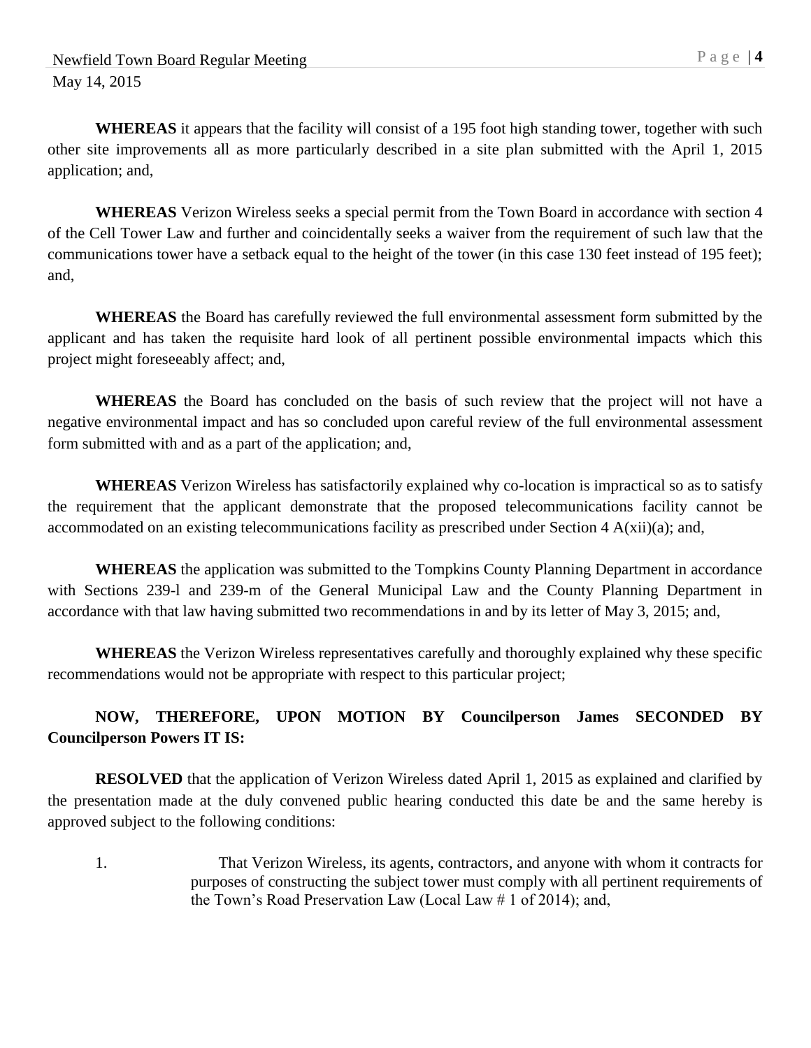**WHEREAS** it appears that the facility will consist of a 195 foot high standing tower, together with such other site improvements all as more particularly described in a site plan submitted with the April 1, 2015 application; and,

**WHEREAS** Verizon Wireless seeks a special permit from the Town Board in accordance with section 4 of the Cell Tower Law and further and coincidentally seeks a waiver from the requirement of such law that the communications tower have a setback equal to the height of the tower (in this case 130 feet instead of 195 feet); and,

**WHEREAS** the Board has carefully reviewed the full environmental assessment form submitted by the applicant and has taken the requisite hard look of all pertinent possible environmental impacts which this project might foreseeably affect; and,

**WHEREAS** the Board has concluded on the basis of such review that the project will not have a negative environmental impact and has so concluded upon careful review of the full environmental assessment form submitted with and as a part of the application; and,

**WHEREAS** Verizon Wireless has satisfactorily explained why co-location is impractical so as to satisfy the requirement that the applicant demonstrate that the proposed telecommunications facility cannot be accommodated on an existing telecommunications facility as prescribed under Section 4 A(xii)(a); and,

**WHEREAS** the application was submitted to the Tompkins County Planning Department in accordance with Sections 239-l and 239-m of the General Municipal Law and the County Planning Department in accordance with that law having submitted two recommendations in and by its letter of May 3, 2015; and,

**WHEREAS** the Verizon Wireless representatives carefully and thoroughly explained why these specific recommendations would not be appropriate with respect to this particular project;

**NOW, THEREFORE, UPON MOTION BY Councilperson James SECONDED BY Councilperson Powers IT IS:**

**RESOLVED** that the application of Verizon Wireless dated April 1, 2015 as explained and clarified by the presentation made at the duly convened public hearing conducted this date be and the same hereby is approved subject to the following conditions:

1. That Verizon Wireless, its agents, contractors, and anyone with whom it contracts for purposes of constructing the subject tower must comply with all pertinent requirements of the Town's Road Preservation Law (Local Law # 1 of 2014); and,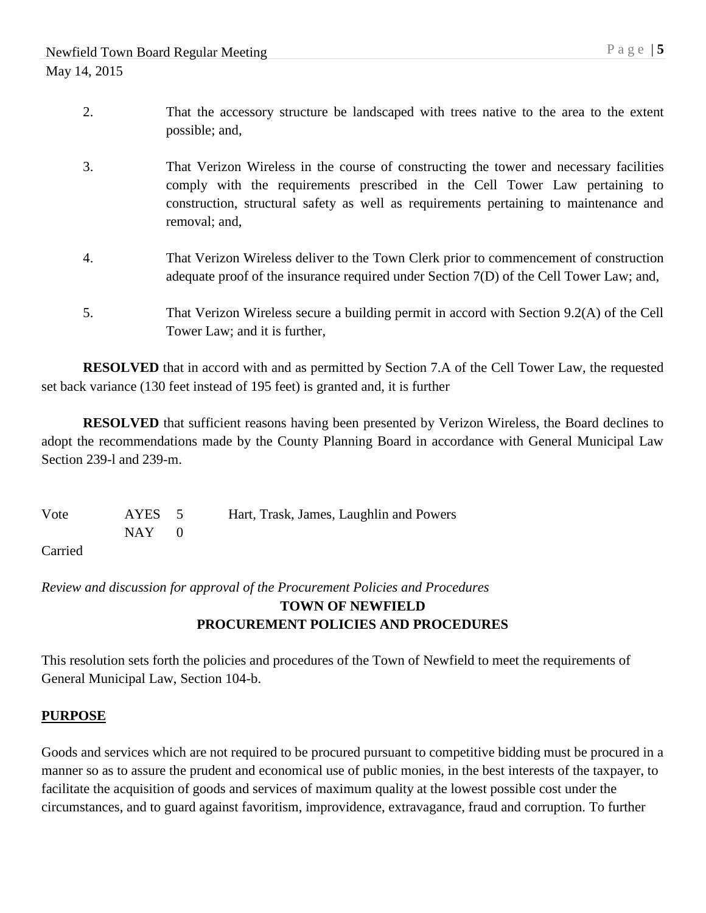2. That the accessory structure be landscaped with trees native to the area to the extent possible; and,

3. That Verizon Wireless in the course of constructing the tower and necessary facilities comply with the requirements prescribed in the Cell Tower Law pertaining to construction, structural safety as well as requirements pertaining to maintenance and removal; and,

4. That Verizon Wireless deliver to the Town Clerk prior to commencement of construction adequate proof of the insurance required under Section 7(D) of the Cell Tower Law; and,

5. That Verizon Wireless secure a building permit in accord with Section 9.2(A) of the Cell Tower Law; and it is further,

**RESOLVED** that in accord with and as permitted by Section 7.A of the Cell Tower Law, the requested set back variance (130 feet instead of 195 feet) is granted and, it is further

**RESOLVED** that sufficient reasons having been presented by Verizon Wireless, the Board declines to adopt the recommendations made by the County Planning Board in accordance with General Municipal Law Section 239-l and 239-m.

| | | | |
|---|---|---|---|
| Vote | AYES | 5 | Hart, Trask, James, Laughlin and Powers |
| | NAY | 0 | |

Carried

*Review and discussion for approval of the Procurement Policies and Procedures*

**TOWN OF NEWFIELD**
**PROCUREMENT POLICIES AND PROCEDURES**

This resolution sets forth the policies and procedures of the Town of Newfield to meet the requirements of General Municipal Law, Section 104-b.

## PURPOSE

Goods and services which are not required to be procured pursuant to competitive bidding must be procured in a manner so as to assure the prudent and economical use of public monies, in the best interests of the taxpayer, to facilitate the acquisition of goods and services of maximum quality at the lowest possible cost under the circumstances, and to guard against favoritism, improvidence, extravagance, fraud and corruption. To further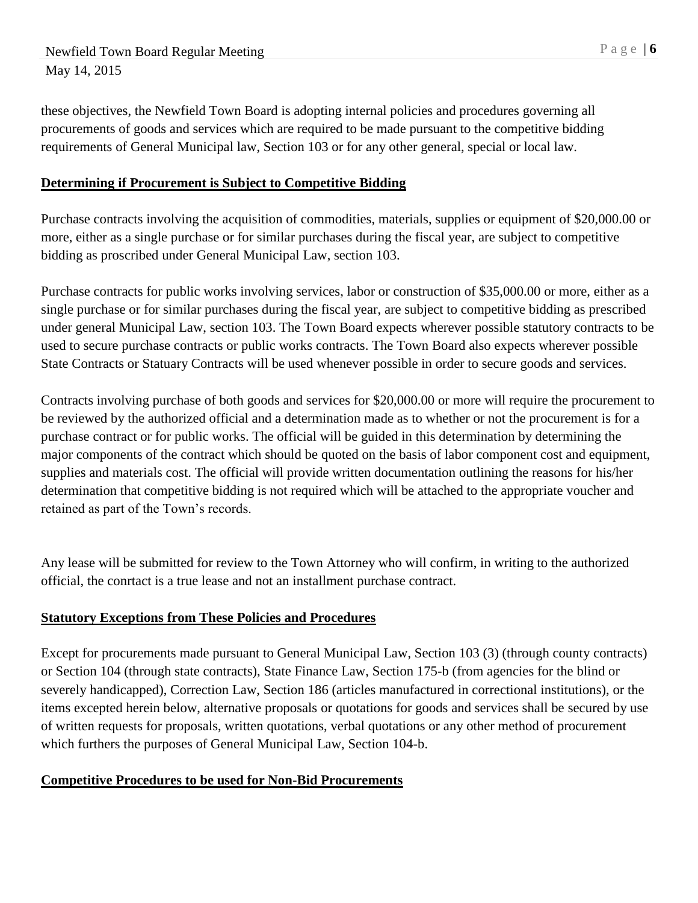these objectives, the Newfield Town Board is adopting internal policies and procedures governing all procurements of goods and services which are required to be made pursuant to the competitive bidding requirements of General Municipal law, Section 103 or for any other general, special or local law.

**Determining if Procurement is Subject to Competitive Bidding**

Purchase contracts involving the acquisition of commodities, materials, supplies or equipment of $20,000.00 or more, either as a single purchase or for similar purchases during the fiscal year, are subject to competitive bidding as proscribed under General Municipal Law, section 103.

Purchase contracts for public works involving services, labor or construction of $35,000.00 or more, either as a single purchase or for similar purchases during the fiscal year, are subject to competitive bidding as prescribed under general Municipal Law, section 103. The Town Board expects wherever possible statutory contracts to be used to secure purchase contracts or public works contracts. The Town Board also expects wherever possible State Contracts or Statuary Contracts will be used whenever possible in order to secure goods and services.

Contracts involving purchase of both goods and services for $20,000.00 or more will require the procurement to be reviewed by the authorized official and a determination made as to whether or not the procurement is for a purchase contract or for public works. The official will be guided in this determination by determining the major components of the contract which should be quoted on the basis of labor component cost and equipment, supplies and materials cost. The official will provide written documentation outlining the reasons for his/her determination that competitive bidding is not required which will be attached to the appropriate voucher and retained as part of the Town's records.

Any lease will be submitted for review to the Town Attorney who will confirm, in writing to the authorized official, the conrtact is a true lease and not an installment purchase contract.

**Statutory Exceptions from These Policies and Procedures**

Except for procurements made pursuant to General Municipal Law, Section 103 (3) (through county contracts) or Section 104 (through state contracts), State Finance Law, Section 175-b (from agencies for the blind or severely handicapped), Correction Law, Section 186 (articles manufactured in correctional institutions), or the items excepted herein below, alternative proposals or quotations for goods and services shall be secured by use of written requests for proposals, written quotations, verbal quotations or any other method of procurement which furthers the purposes of General Municipal Law, Section 104-b.

**Competitive Procedures to be used for Non-Bid Procurements**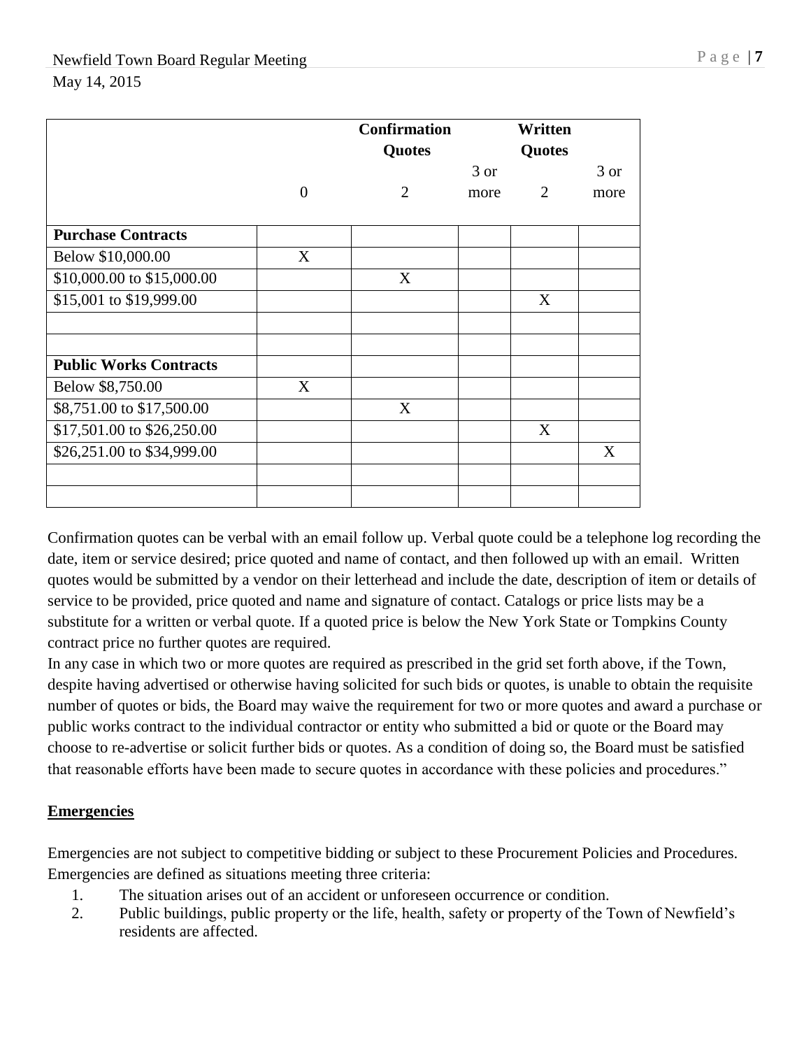| | | Confirmation Quotes | | Written Quotes | |
|---|---|---|---|---|---|
| | 0 | 2 | 3 or more | 2 | 3 or more |
| **Purchase Contracts** | | | | | |
| Below $10,000.00 | X | | | | |
| $10,000.00 to $15,000.00 | | X | | | |
| $15,001 to $19,999.00 | | | | X | |
| | | | | | |
| | | | | | |
| **Public Works Contracts** | | | | | |
| Below $8,750.00 | X | | | | |
| $8,751.00 to $17,500.00 | | X | | | |
| $17,501.00 to $26,250.00 | | | | X | |
| $26,251.00 to $34,999.00 | | | | | X |
| | | | | | |
| | | | | | |

Confirmation quotes can be verbal with an email follow up. Verbal quote could be a telephone log recording the date, item or service desired; price quoted and name of contact, and then followed up with an email. Written quotes would be submitted by a vendor on their letterhead and include the date, description of item or details of service to be provided, price quoted and name and signature of contact. Catalogs or price lists may be a substitute for a written or verbal quote. If a quoted price is below the New York State or Tompkins County contract price no further quotes are required.

In any case in which two or more quotes are required as prescribed in the grid set forth above, if the Town, despite having advertised or otherwise having solicited for such bids or quotes, is unable to obtain the requisite number of quotes or bids, the Board may waive the requirement for two or more quotes and award a purchase or public works contract to the individual contractor or entity who submitted a bid or quote or the Board may choose to re-advertise or solicit further bids or quotes. As a condition of doing so, the Board must be satisfied that reasonable efforts have been made to secure quotes in accordance with these policies and procedures."

**Emergencies**

Emergencies are not subject to competitive bidding or subject to these Procurement Policies and Procedures. Emergencies are defined as situations meeting three criteria:

1. The situation arises out of an accident or unforeseen occurrence or condition.
2. Public buildings, public property or the life, health, safety or property of the Town of Newfield's residents are affected.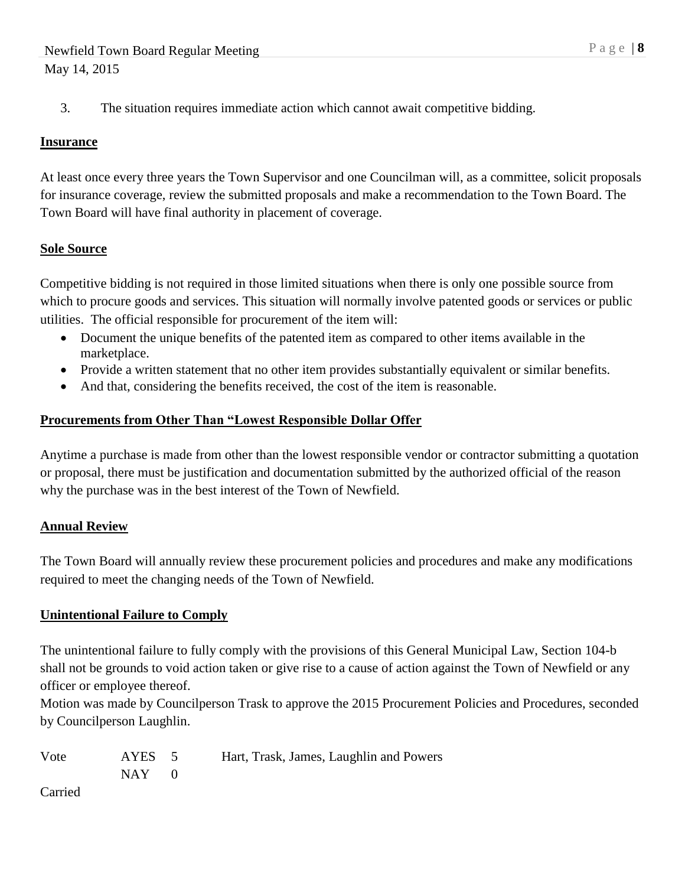3. The situation requires immediate action which cannot await competitive bidding.

**Insurance**

At least once every three years the Town Supervisor and one Councilman will, as a committee, solicit proposals for insurance coverage, review the submitted proposals and make a recommendation to the Town Board. The Town Board will have final authority in placement of coverage.

**Sole Source**

Competitive bidding is not required in those limited situations when there is only one possible source from which to procure goods and services. This situation will normally involve patented goods or services or public utilities. The official responsible for procurement of the item will:

- Document the unique benefits of the patented item as compared to other items available in the marketplace.
- Provide a written statement that no other item provides substantially equivalent or similar benefits.
- And that, considering the benefits received, the cost of the item is reasonable.

**Procurements from Other Than "Lowest Responsible Dollar Offer**

Anytime a purchase is made from other than the lowest responsible vendor or contractor submitting a quotation or proposal, there must be justification and documentation submitted by the authorized official of the reason why the purchase was in the best interest of the Town of Newfield.

**Annual Review**

The Town Board will annually review these procurement policies and procedures and make any modifications required to meet the changing needs of the Town of Newfield.

**Unintentional Failure to Comply**

The unintentional failure to fully comply with the provisions of this General Municipal Law, Section 104-b shall not be grounds to void action taken or give rise to a cause of action against the Town of Newfield or any officer or employee thereof.

Motion was made by Councilperson Trask to approve the 2015 Procurement Policies and Procedures, seconded by Councilperson Laughlin.

| | | | |
|---|---|---|---|
| Vote | AYES | 5 | Hart, Trask, James, Laughlin and Powers |
| | NAY | 0 | |

Carried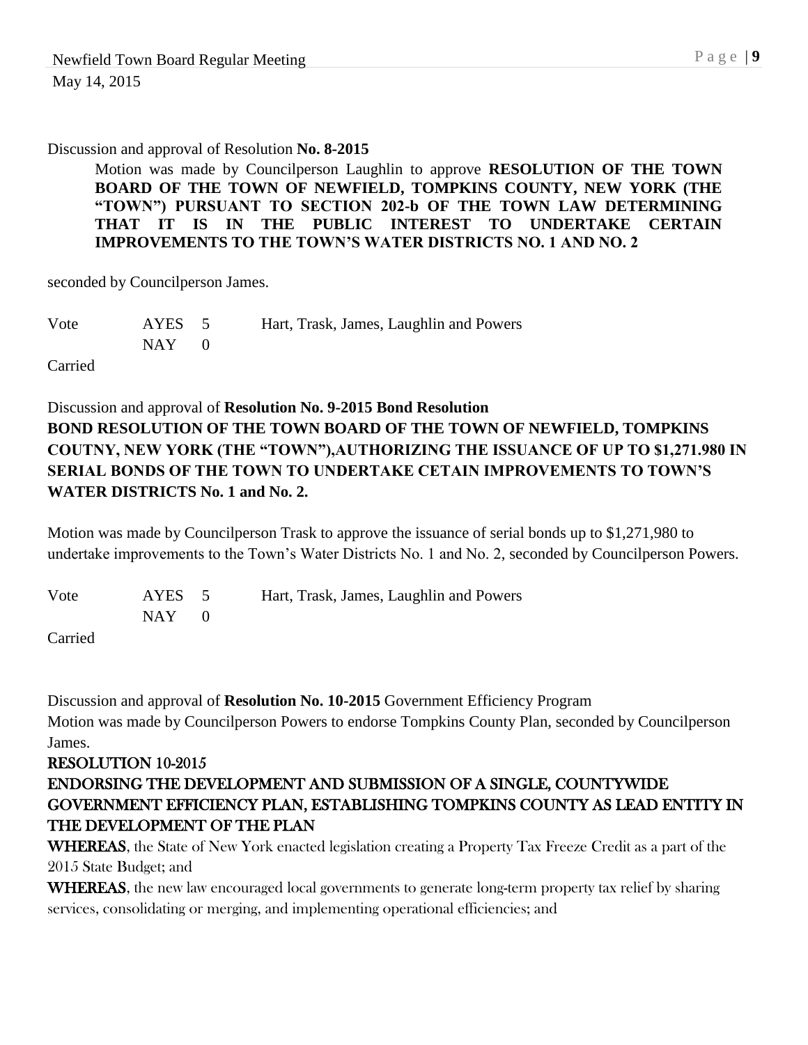Discussion and approval of Resolution **No. 8-2015**

Motion was made by Councilperson Laughlin to approve **RESOLUTION OF THE TOWN BOARD OF THE TOWN OF NEWFIELD, TOMPKINS COUNTY, NEW YORK (THE "TOWN") PURSUANT TO SECTION 202-b OF THE TOWN LAW DETERMINING THAT IT IS IN THE PUBLIC INTEREST TO UNDERTAKE CERTAIN IMPROVEMENTS TO THE TOWN'S WATER DISTRICTS NO. 1 AND NO. 2**

seconded by Councilperson James.

| | | | |
|---|---|---|---|
| Vote | AYES | 5 | Hart, Trask, James, Laughlin and Powers |
| | NAY | 0 | |

Carried

Discussion and approval of **Resolution No. 9-2015 Bond Resolution**

**BOND RESOLUTION OF THE TOWN BOARD OF THE TOWN OF NEWFIELD, TOMPKINS COUTNY, NEW YORK (THE "TOWN"),AUTHORIZING THE ISSUANCE OF UP TO $1,271.980 IN SERIAL BONDS OF THE TOWN TO UNDERTAKE CETAIN IMPROVEMENTS TO TOWN'S WATER DISTRICTS No. 1 and No. 2.**

Motion was made by Councilperson Trask to approve the issuance of serial bonds up to $1,271,980 to undertake improvements to the Town's Water Districts No. 1 and No. 2, seconded by Councilperson Powers.

| | | | |
|---|---|---|---|
| Vote | AYES | 5 | Hart, Trask, James, Laughlin and Powers |
| | NAY | 0 | |

Carried

Discussion and approval of **Resolution No. 10-2015** Government Efficiency Program

Motion was made by Councilperson Powers to endorse Tompkins County Plan, seconded by Councilperson James.

**RESOLUTION 10-2015**

**ENDORSING THE DEVELOPMENT AND SUBMISSION OF A SINGLE, COUNTYWIDE GOVERNMENT EFFICIENCY PLAN, ESTABLISHING TOMPKINS COUNTY AS LEAD ENTITY IN THE DEVELOPMENT OF THE PLAN**

**WHEREAS**, the State of New York enacted legislation creating a Property Tax Freeze Credit as a part of the 2015 State Budget; and

**WHEREAS**, the new law encouraged local governments to generate long-term property tax relief by sharing services, consolidating or merging, and implementing operational efficiencies; and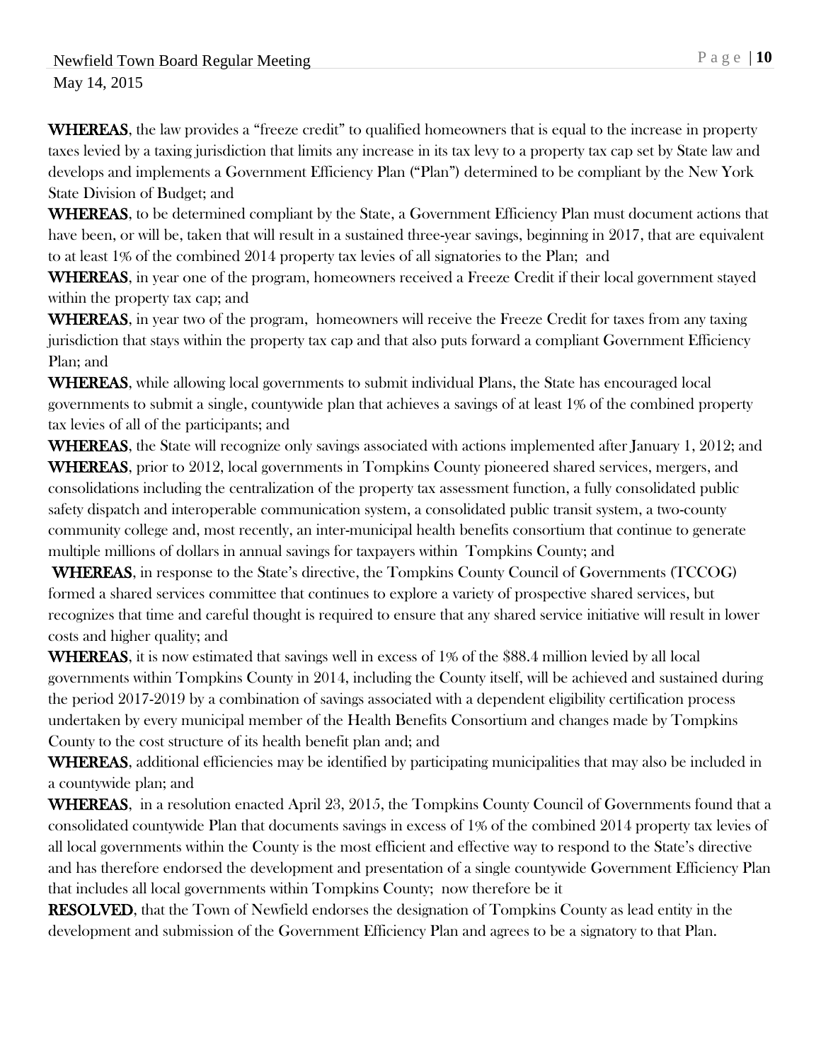**WHEREAS**, the law provides a "freeze credit" to qualified homeowners that is equal to the increase in property taxes levied by a taxing jurisdiction that limits any increase in its tax levy to a property tax cap set by State law and develops and implements a Government Efficiency Plan ("Plan") determined to be compliant by the New York State Division of Budget; and

**WHEREAS**, to be determined compliant by the State, a Government Efficiency Plan must document actions that have been, or will be, taken that will result in a sustained three-year savings, beginning in 2017, that are equivalent to at least 1% of the combined 2014 property tax levies of all signatories to the Plan; and

**WHEREAS**, in year one of the program, homeowners received a Freeze Credit if their local government stayed within the property tax cap; and

**WHEREAS**, in year two of the program, homeowners will receive the Freeze Credit for taxes from any taxing jurisdiction that stays within the property tax cap and that also puts forward a compliant Government Efficiency Plan; and

**WHEREAS**, while allowing local governments to submit individual Plans, the State has encouraged local governments to submit a single, countywide plan that achieves a savings of at least 1% of the combined property tax levies of all of the participants; and

**WHEREAS**, the State will recognize only savings associated with actions implemented after January 1, 2012; and

**WHEREAS**, prior to 2012, local governments in Tompkins County pioneered shared services, mergers, and consolidations including the centralization of the property tax assessment function, a fully consolidated public safety dispatch and interoperable communication system, a consolidated public transit system, a two-county community college and, most recently, an inter-municipal health benefits consortium that continue to generate multiple millions of dollars in annual savings for taxpayers within Tompkins County; and

**WHEREAS**, in response to the State's directive, the Tompkins County Council of Governments (TCCOG) formed a shared services committee that continues to explore a variety of prospective shared services, but recognizes that time and careful thought is required to ensure that any shared service initiative will result in lower costs and higher quality; and

**WHEREAS**, it is now estimated that savings well in excess of 1% of the $88.4 million levied by all local governments within Tompkins County in 2014, including the County itself, will be achieved and sustained during the period 2017-2019 by a combination of savings associated with a dependent eligibility certification process undertaken by every municipal member of the Health Benefits Consortium and changes made by Tompkins County to the cost structure of its health benefit plan and; and

**WHEREAS**, additional efficiencies may be identified by participating municipalities that may also be included in a countywide plan; and

**WHEREAS**, in a resolution enacted April 23, 2015, the Tompkins County Council of Governments found that a consolidated countywide Plan that documents savings in excess of 1% of the combined 2014 property tax levies of all local governments within the County is the most efficient and effective way to respond to the State's directive and has therefore endorsed the development and presentation of a single countywide Government Efficiency Plan that includes all local governments within Tompkins County; now therefore be it

**RESOLVED**, that the Town of Newfield endorses the designation of Tompkins County as lead entity in the development and submission of the Government Efficiency Plan and agrees to be a signatory to that Plan.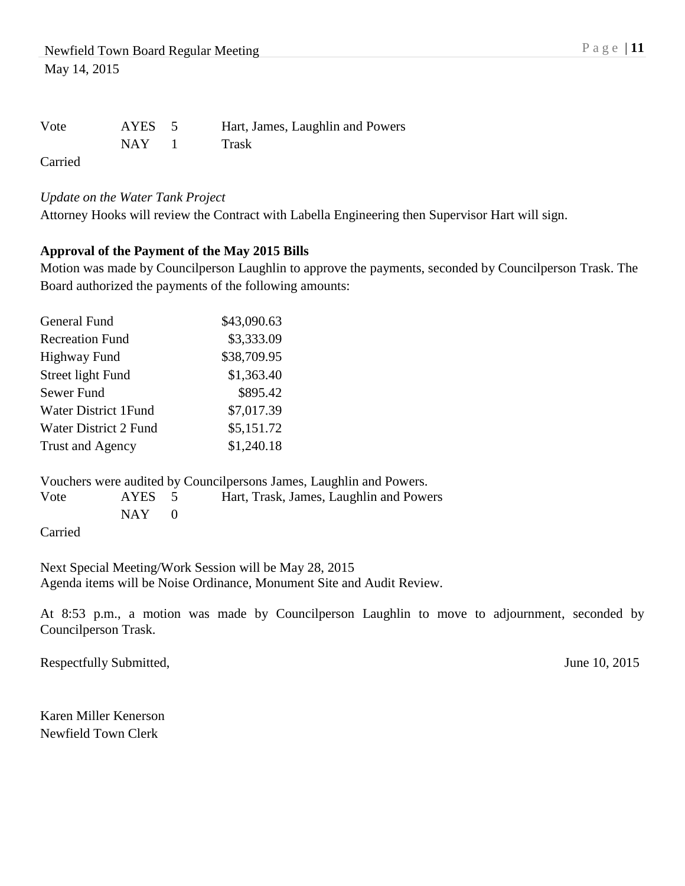| | | | |
|---|---|---|---|
| Vote | AYES | 5 | Hart, James, Laughlin and Powers |
| | NAY | 1 | Trask |

Carried

*Update on the Water Tank Project*

Attorney Hooks will review the Contract with Labella Engineering then Supervisor Hart will sign.

**Approval of the Payment of the May 2015 Bills**

Motion was made by Councilperson Laughlin to approve the payments, seconded by Councilperson Trask. The Board authorized the payments of the following amounts:

| | |
|---|---|
| General Fund | $43,090.63 |
| Recreation Fund | $3,333.09 |
| Highway Fund | $38,709.95 |
| Street light Fund | $1,363.40 |
| Sewer Fund | $895.42 |
| Water District 1Fund | $7,017.39 |
| Water District 2 Fund | $5,151.72 |
| Trust and Agency | $1,240.18 |

Vouchers were audited by Councilpersons James, Laughlin and Powers.

| | | | |
|---|---|---|---|
| Vote | AYES | 5 | Hart, Trask, James, Laughlin and Powers |
| | NAY | 0 | |

Carried

Next Special Meeting/Work Session will be May 28, 2015

Agenda items will be Noise Ordinance, Monument Site and Audit Review.

At 8:53 p.m., a motion was made by Councilperson Laughlin to move to adjournment, seconded by Councilperson Trask.

Respectfully Submitted, June 10, 2015

Karen Miller Kenerson

Newfield Town Clerk